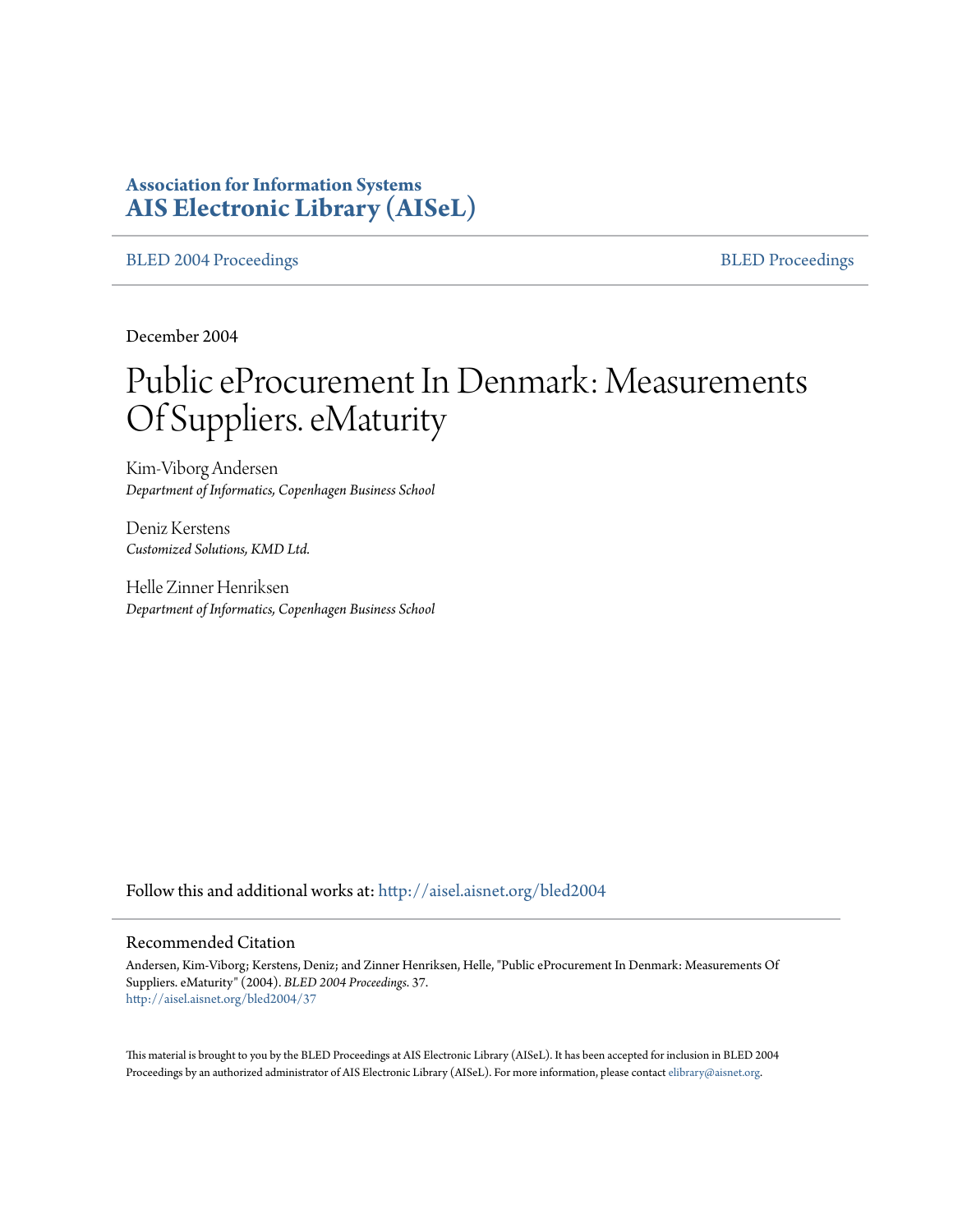**Association for Information Systems**
**AIS Electronic Library (AISeL)**

BLED 2004 Proceedings | BLED Proceedings

December 2004

# Public eProcurement In Denmark: Measurements Of Suppliers. eMaturity

Kim-Viborg Andersen
*Department of Informatics, Copenhagen Business School*

Deniz Kerstens
*Customized Solutions, KMD Ltd.*

Helle Zinner Henriksen
*Department of Informatics, Copenhagen Business School*

Follow this and additional works at: http://aisel.aisnet.org/bled2004

## Recommended Citation

Andersen, Kim-Viborg; Kerstens, Deniz; and Zinner Henriksen, Helle, "Public eProcurement In Denmark: Measurements Of Suppliers. eMaturity" (2004). *BLED 2004 Proceedings*. 37.
http://aisel.aisnet.org/bled2004/37

This material is brought to you by the BLED Proceedings at AIS Electronic Library (AISeL). It has been accepted for inclusion in BLED 2004 Proceedings by an authorized administrator of AIS Electronic Library (AISeL). For more information, please contact elibrary@aisnet.org.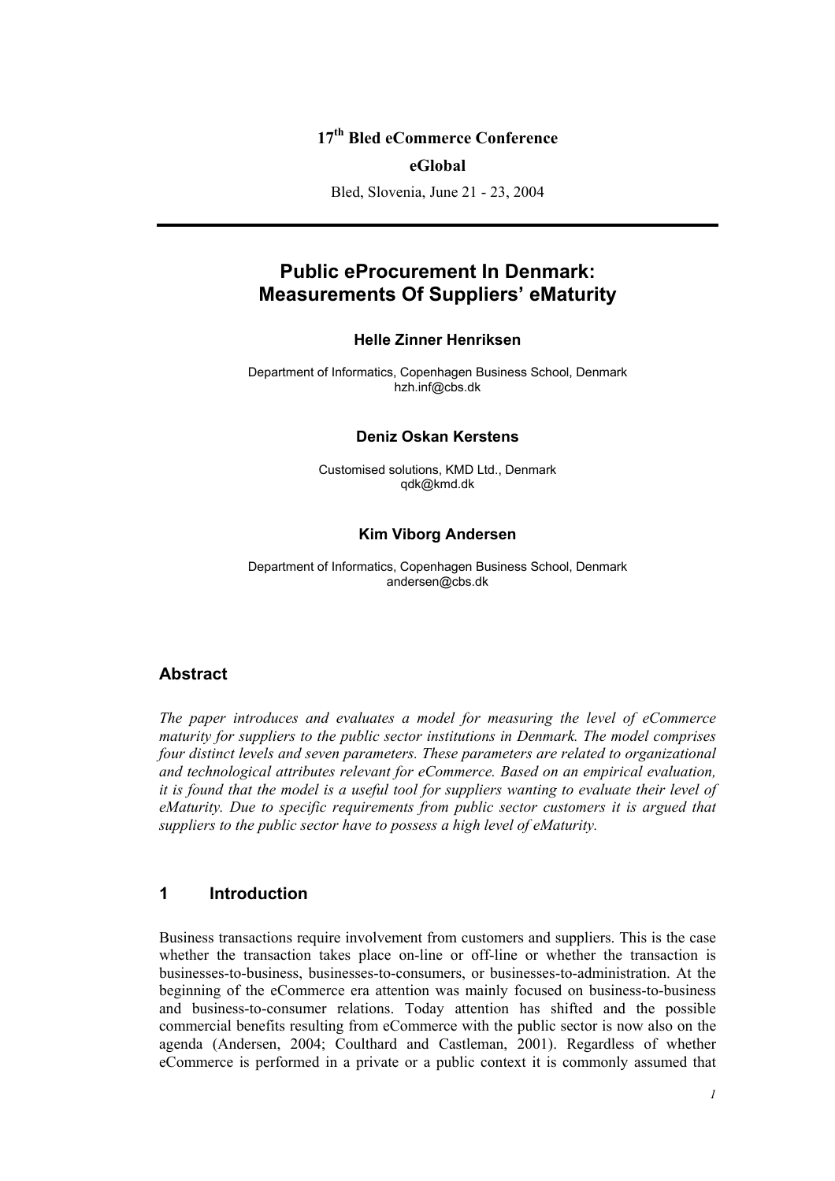17[th] Bled eCommerce Conference

**eGlobal**

Bled, Slovenia, June 21 - 23, 2004

---

# Public eProcurement In Denmark: Measurements Of Suppliers' eMaturity

**Helle Zinner Henriksen**

Department of Informatics, Copenhagen Business School, Denmark
hzh.inf@cbs.dk

**Deniz Oskan Kerstens**

Customised solutions, KMD Ltd., Denmark
qdk@kmd.dk

**Kim Viborg Andersen**

Department of Informatics, Copenhagen Business School, Denmark
andersen@cbs.dk

## Abstract

*The paper introduces and evaluates a model for measuring the level of eCommerce maturity for suppliers to the public sector institutions in Denmark. The model comprises four distinct levels and seven parameters. These parameters are related to organizational and technological attributes relevant for eCommerce. Based on an empirical evaluation, it is found that the model is a useful tool for suppliers wanting to evaluate their level of eMaturity. Due to specific requirements from public sector customers it is argued that suppliers to the public sector have to possess a high level of eMaturity.*

## 1 Introduction

Business transactions require involvement from customers and suppliers. This is the case whether the transaction takes place on-line or off-line or whether the transaction is businesses-to-business, businesses-to-consumers, or businesses-to-administration. At the beginning of the eCommerce era attention was mainly focused on business-to-business and business-to-consumer relations. Today attention has shifted and the possible commercial benefits resulting from eCommerce with the public sector is now also on the agenda (Andersen, 2004; Coulthard and Castleman, 2001). Regardless of whether eCommerce is performed in a private or a public context it is commonly assumed that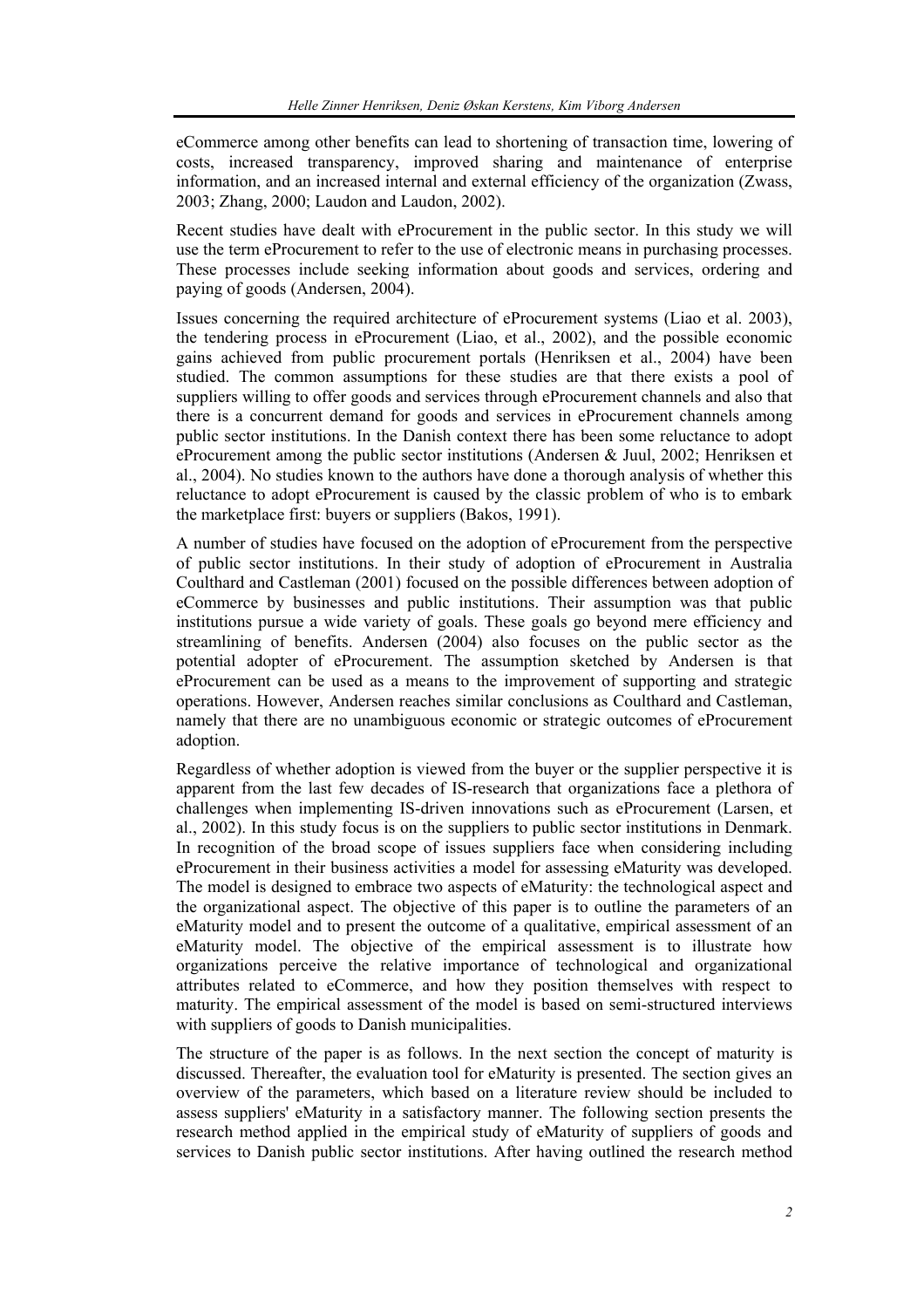eCommerce among other benefits can lead to shortening of transaction time, lowering of costs, increased transparency, improved sharing and maintenance of enterprise information, and an increased internal and external efficiency of the organization (Zwass, 2003; Zhang, 2000; Laudon and Laudon, 2002).

Recent studies have dealt with eProcurement in the public sector. In this study we will use the term eProcurement to refer to the use of electronic means in purchasing processes. These processes include seeking information about goods and services, ordering and paying of goods (Andersen, 2004).

Issues concerning the required architecture of eProcurement systems (Liao et al. 2003), the tendering process in eProcurement (Liao, et al., 2002), and the possible economic gains achieved from public procurement portals (Henriksen et al., 2004) have been studied. The common assumptions for these studies are that there exists a pool of suppliers willing to offer goods and services through eProcurement channels and also that there is a concurrent demand for goods and services in eProcurement channels among public sector institutions. In the Danish context there has been some reluctance to adopt eProcurement among the public sector institutions (Andersen & Juul, 2002; Henriksen et al., 2004). No studies known to the authors have done a thorough analysis of whether this reluctance to adopt eProcurement is caused by the classic problem of who is to embark the marketplace first: buyers or suppliers (Bakos, 1991).

A number of studies have focused on the adoption of eProcurement from the perspective of public sector institutions. In their study of adoption of eProcurement in Australia Coulthard and Castleman (2001) focused on the possible differences between adoption of eCommerce by businesses and public institutions. Their assumption was that public institutions pursue a wide variety of goals. These goals go beyond mere efficiency and streamlining of benefits. Andersen (2004) also focuses on the public sector as the potential adopter of eProcurement. The assumption sketched by Andersen is that eProcurement can be used as a means to the improvement of supporting and strategic operations. However, Andersen reaches similar conclusions as Coulthard and Castleman, namely that there are no unambiguous economic or strategic outcomes of eProcurement adoption.

Regardless of whether adoption is viewed from the buyer or the supplier perspective it is apparent from the last few decades of IS-research that organizations face a plethora of challenges when implementing IS-driven innovations such as eProcurement (Larsen, et al., 2002). In this study focus is on the suppliers to public sector institutions in Denmark. In recognition of the broad scope of issues suppliers face when considering including eProcurement in their business activities a model for assessing eMaturity was developed. The model is designed to embrace two aspects of eMaturity: the technological aspect and the organizational aspect. The objective of this paper is to outline the parameters of an eMaturity model and to present the outcome of a qualitative, empirical assessment of an eMaturity model. The objective of the empirical assessment is to illustrate how organizations perceive the relative importance of technological and organizational attributes related to eCommerce, and how they position themselves with respect to maturity. The empirical assessment of the model is based on semi-structured interviews with suppliers of goods to Danish municipalities.

The structure of the paper is as follows. In the next section the concept of maturity is discussed. Thereafter, the evaluation tool for eMaturity is presented. The section gives an overview of the parameters, which based on a literature review should be included to assess suppliers' eMaturity in a satisfactory manner. The following section presents the research method applied in the empirical study of eMaturity of suppliers of goods and services to Danish public sector institutions. After having outlined the research method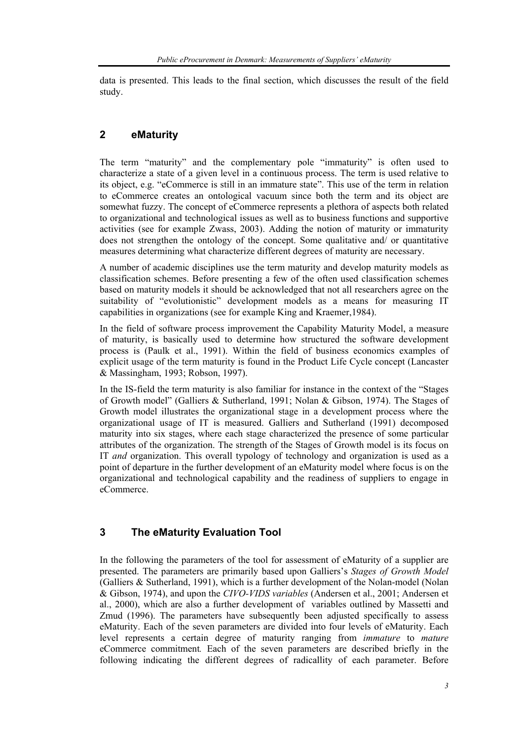data is presented. This leads to the final section, which discusses the result of the field study.

## 2 eMaturity

The term "maturity" and the complementary pole "immaturity" is often used to characterize a state of a given level in a continuous process. The term is used relative to its object, e.g. "eCommerce is still in an immature state". This use of the term in relation to eCommerce creates an ontological vacuum since both the term and its object are somewhat fuzzy. The concept of eCommerce represents a plethora of aspects both related to organizational and technological issues as well as to business functions and supportive activities (see for example Zwass, 2003). Adding the notion of maturity or immaturity does not strengthen the ontology of the concept. Some qualitative and/ or quantitative measures determining what characterize different degrees of maturity are necessary.

A number of academic disciplines use the term maturity and develop maturity models as classification schemes. Before presenting a few of the often used classification schemes based on maturity models it should be acknowledged that not all researchers agree on the suitability of "evolutionistic" development models as a means for measuring IT capabilities in organizations (see for example King and Kraemer,1984).

In the field of software process improvement the Capability Maturity Model, a measure of maturity, is basically used to determine how structured the software development process is (Paulk et al., 1991). Within the field of business economics examples of explicit usage of the term maturity is found in the Product Life Cycle concept (Lancaster & Massingham, 1993; Robson, 1997).

In the IS-field the term maturity is also familiar for instance in the context of the "Stages of Growth model" (Galliers & Sutherland, 1991; Nolan & Gibson, 1974). The Stages of Growth model illustrates the organizational stage in a development process where the organizational usage of IT is measured. Galliers and Sutherland (1991) decomposed maturity into six stages, where each stage characterized the presence of some particular attributes of the organization. The strength of the Stages of Growth model is its focus on IT *and* organization. This overall typology of technology and organization is used as a point of departure in the further development of an eMaturity model where focus is on the organizational and technological capability and the readiness of suppliers to engage in eCommerce.

## 3 The eMaturity Evaluation Tool

In the following the parameters of the tool for assessment of eMaturity of a supplier are presented. The parameters are primarily based upon Galliers's *Stages of Growth Model* (Galliers & Sutherland, 1991), which is a further development of the Nolan-model (Nolan & Gibson, 1974), and upon the *CIVO-VIDS variables* (Andersen et al., 2001; Andersen et al., 2000), which are also a further development of variables outlined by Massetti and Zmud (1996). The parameters have subsequently been adjusted specifically to assess eMaturity. Each of the seven parameters are divided into four levels of eMaturity. Each level represents a certain degree of maturity ranging from *immature* to *mature* eCommerce commitment*.* Each of the seven parameters are described briefly in the following indicating the different degrees of radicallity of each parameter. Before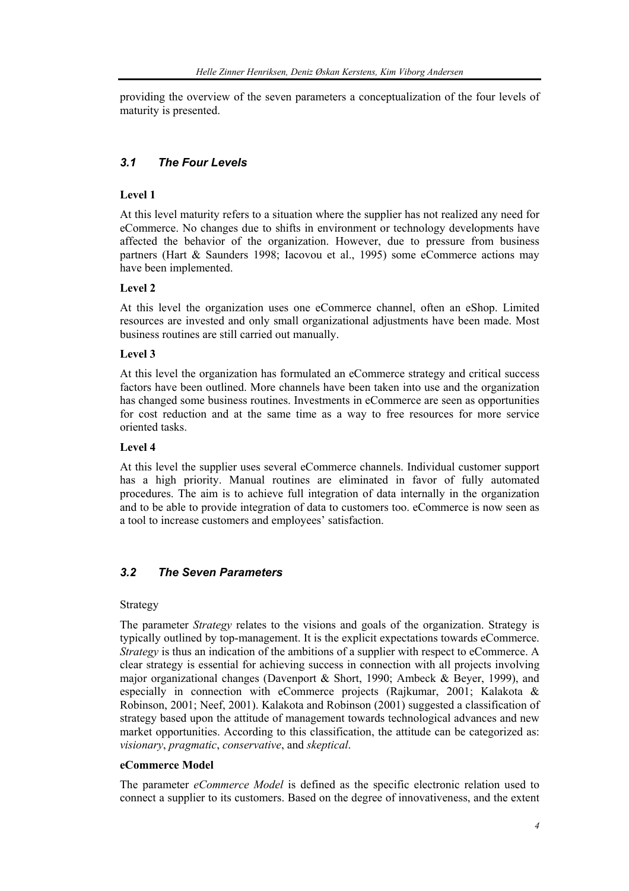providing the overview of the seven parameters a conceptualization of the four levels of maturity is presented.

## *3.1 The Four Levels*

**Level 1**

At this level maturity refers to a situation where the supplier has not realized any need for eCommerce. No changes due to shifts in environment or technology developments have affected the behavior of the organization. However, due to pressure from business partners (Hart & Saunders 1998; Iacovou et al., 1995) some eCommerce actions may have been implemented.

**Level 2**

At this level the organization uses one eCommerce channel, often an eShop. Limited resources are invested and only small organizational adjustments have been made. Most business routines are still carried out manually.

**Level 3**

At this level the organization has formulated an eCommerce strategy and critical success factors have been outlined. More channels have been taken into use and the organization has changed some business routines. Investments in eCommerce are seen as opportunities for cost reduction and at the same time as a way to free resources for more service oriented tasks.

**Level 4**

At this level the supplier uses several eCommerce channels. Individual customer support has a high priority. Manual routines are eliminated in favor of fully automated procedures. The aim is to achieve full integration of data internally in the organization and to be able to provide integration of data to customers too. eCommerce is now seen as a tool to increase customers and employees' satisfaction.

## *3.2 The Seven Parameters*

Strategy

The parameter *Strategy* relates to the visions and goals of the organization. Strategy is typically outlined by top-management. It is the explicit expectations towards eCommerce. *Strategy* is thus an indication of the ambitions of a supplier with respect to eCommerce. A clear strategy is essential for achieving success in connection with all projects involving major organizational changes (Davenport & Short, 1990; Ambeck & Beyer, 1999), and especially in connection with eCommerce projects (Rajkumar, 2001; Kalakota & Robinson, 2001; Neef, 2001). Kalakota and Robinson (2001) suggested a classification of strategy based upon the attitude of management towards technological advances and new market opportunities. According to this classification, the attitude can be categorized as: *visionary*, *pragmatic*, *conservative*, and *skeptical*.

**eCommerce Model**

The parameter *eCommerce Model* is defined as the specific electronic relation used to connect a supplier to its customers. Based on the degree of innovativeness, and the extent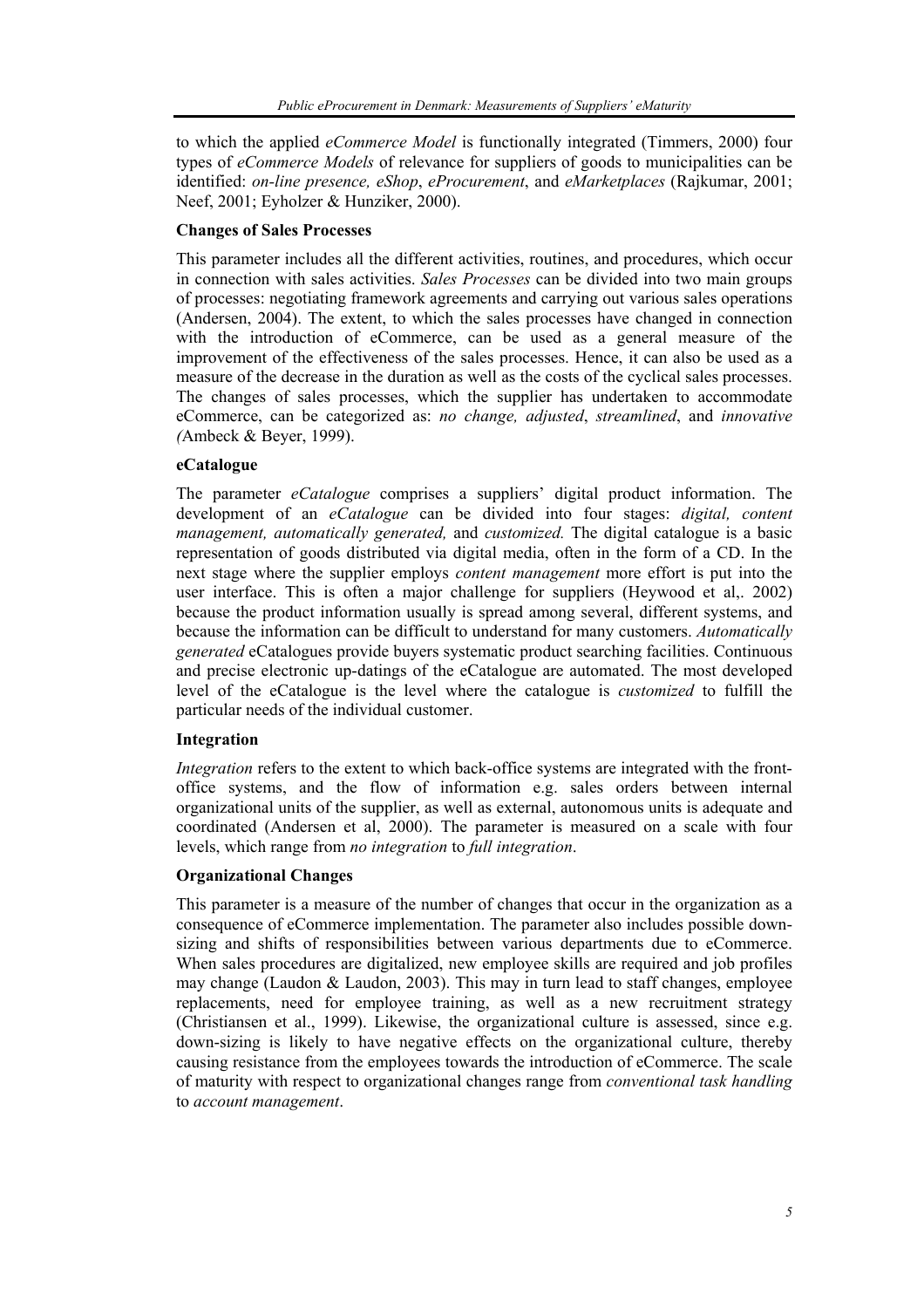to which the applied *eCommerce Model* is functionally integrated (Timmers, 2000) four types of *eCommerce Models* of relevance for suppliers of goods to municipalities can be identified: *on-line presence, eShop*, *eProcurement*, and *eMarketplaces* (Rajkumar, 2001; Neef, 2001; Eyholzer & Hunziker, 2000).

**Changes of Sales Processes**

This parameter includes all the different activities, routines, and procedures, which occur in connection with sales activities. *Sales Processes* can be divided into two main groups of processes: negotiating framework agreements and carrying out various sales operations (Andersen, 2004). The extent, to which the sales processes have changed in connection with the introduction of eCommerce, can be used as a general measure of the improvement of the effectiveness of the sales processes. Hence, it can also be used as a measure of the decrease in the duration as well as the costs of the cyclical sales processes. The changes of sales processes, which the supplier has undertaken to accommodate eCommerce, can be categorized as: *no change, adjusted*, *streamlined*, and *innovative (*Ambeck & Beyer, 1999).

**eCatalogue**

The parameter *eCatalogue* comprises a suppliers' digital product information. The development of an *eCatalogue* can be divided into four stages: *digital, content management, automatically generated,* and *customized.* The digital catalogue is a basic representation of goods distributed via digital media, often in the form of a CD. In the next stage where the supplier employs *content management* more effort is put into the user interface. This is often a major challenge for suppliers (Heywood et al,. 2002) because the product information usually is spread among several, different systems, and because the information can be difficult to understand for many customers. *Automatically generated* eCatalogues provide buyers systematic product searching facilities. Continuous and precise electronic up-datings of the eCatalogue are automated. The most developed level of the eCatalogue is the level where the catalogue is *customized* to fulfill the particular needs of the individual customer.

**Integration**

*Integration* refers to the extent to which back-office systems are integrated with the front-office systems, and the flow of information e.g. sales orders between internal organizational units of the supplier, as well as external, autonomous units is adequate and coordinated (Andersen et al, 2000). The parameter is measured on a scale with four levels, which range from *no integration* to *full integration*.

**Organizational Changes**

This parameter is a measure of the number of changes that occur in the organization as a consequence of eCommerce implementation. The parameter also includes possible down-sizing and shifts of responsibilities between various departments due to eCommerce. When sales procedures are digitalized, new employee skills are required and job profiles may change (Laudon & Laudon, 2003). This may in turn lead to staff changes, employee replacements, need for employee training, as well as a new recruitment strategy (Christiansen et al., 1999). Likewise, the organizational culture is assessed, since e.g. down-sizing is likely to have negative effects on the organizational culture, thereby causing resistance from the employees towards the introduction of eCommerce. The scale of maturity with respect to organizational changes range from *conventional task handling* to *account management*.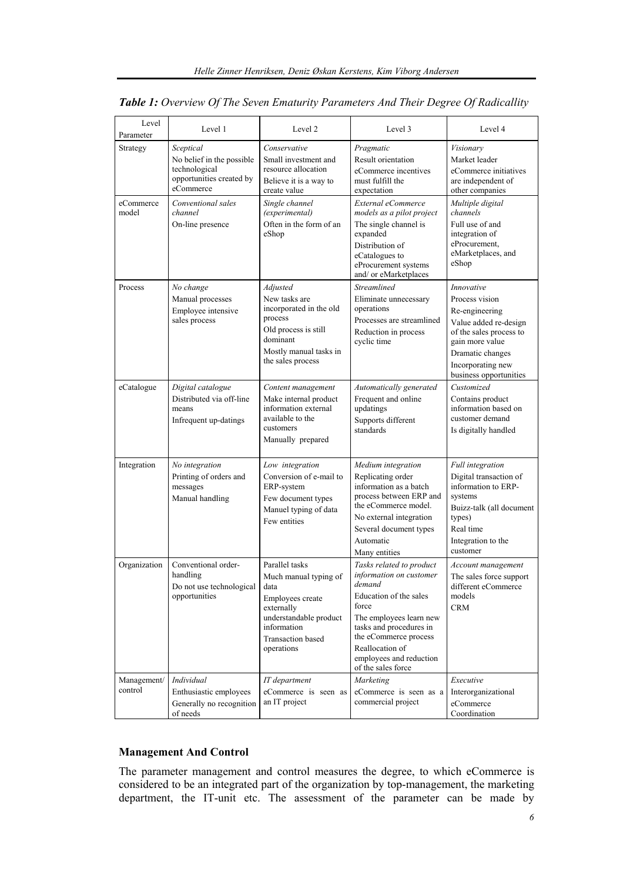***Table 1:** Overview Of The Seven Ematurity Parameters And Their Degree Of Radicallity*

| Level / Parameter | Level 1 | Level 2 | Level 3 | Level 4 |
|---|---|---|---|---|
| Strategy | *Sceptical* No belief in the possible technological opportunities created by eCommerce | *Conservative* Small investment and resource allocation Believe it is a way to create value | *Pragmatic* Result orientation eCommerce incentives must fulfill the expectation | *Visionary* Market leader eCommerce initiatives are independent of other companies |
| eCommerce model | *Conventional sales channel* On-line presence | *Single channel (experimental)* Often in the form of an eShop | *External eCommerce models as a pilot project* The single channel is expanded Distribution of eCatalogues to eProcurement systems and/ or eMarketplaces | *Multiple digital channels* Full use of and integration of eProcurement, eMarketplaces, and eShop |
| Process | *No change* Manual processes Employee intensive sales process | *Adjusted* New tasks are incorporated in the old process Old process is still dominant Mostly manual tasks in the sales process | *Streamlined* Eliminate unnecessary operations Processes are streamlined Reduction in process cyclic time | *Innovative* Process vision Re-engineering Value added re-design of the sales process to gain more value Dramatic changes Incorporating new business opportunities |
| eCatalogue | *Digital catalogue* Distributed via off-line means Infrequent up-datings | *Content management* Make internal product information external available to the customers Manually prepared | *Automatically generated* Frequent and online updatings Supports different standards | *Customized* Contains product information based on customer demand Is digitally handled |
| Integration | *No integration* Printing of orders and messages Manual handling | *Low integration* Conversion of e-mail to ERP-system Few document types Manuel typing of data Few entities | *Medium integration* Replicating order information as a batch process between ERP and the eCommerce model. No external integration Several document types Automatic Many entities | *Full integration* Digital transaction of information to ERP-systems Buizz-talk (all document types) Real time Integration to the customer |
| Organization | Conventional order-handling Do not use technological opportunities | Parallel tasks Much manual typing of data Employees create externally understandable product information Transaction based operations | *Tasks related to product information on customer demand* Education of the sales force The employees learn new tasks and procedures in the eCommerce process Reallocation of employees and reduction of the sales force | *Account management* The sales force support different eCommerce models CRM |
| Management/ control | *Individual* Enthusiastic employees Generally no recognition of needs | *IT department* eCommerce is seen as an IT project | *Marketing* eCommerce is seen as a commercial project | *Executive* Interorganizational eCommerce Coordination |

### Management And Control

The parameter management and control measures the degree, to which eCommerce is considered to be an integrated part of the organization by top-management, the marketing department, the IT-unit etc. The assessment of the parameter can be made by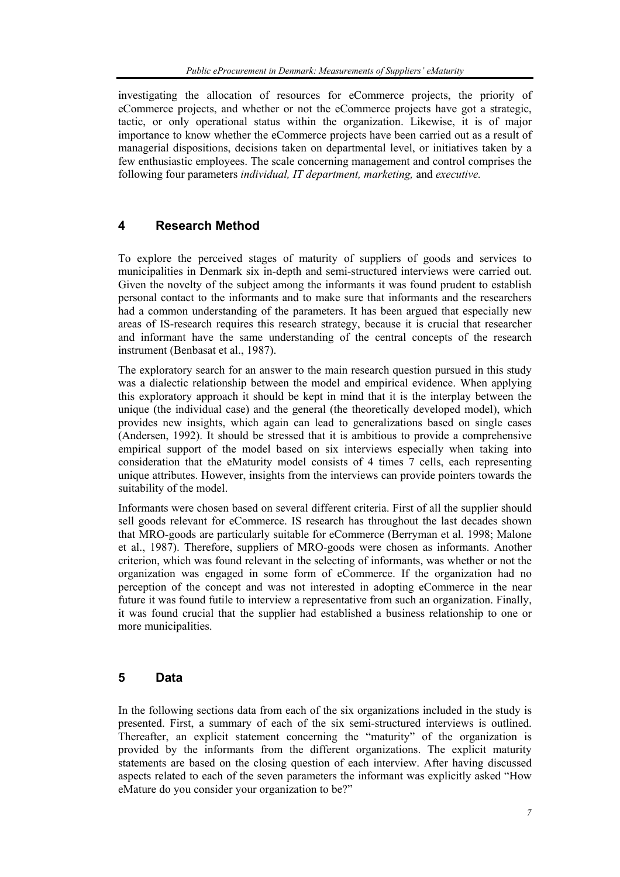investigating the allocation of resources for eCommerce projects, the priority of eCommerce projects, and whether or not the eCommerce projects have got a strategic, tactic, or only operational status within the organization. Likewise, it is of major importance to know whether the eCommerce projects have been carried out as a result of managerial dispositions, decisions taken on departmental level, or initiatives taken by a few enthusiastic employees. The scale concerning management and control comprises the following four parameters *individual, IT department, marketing,* and *executive.*

## 4 Research Method

To explore the perceived stages of maturity of suppliers of goods and services to municipalities in Denmark six in-depth and semi-structured interviews were carried out. Given the novelty of the subject among the informants it was found prudent to establish personal contact to the informants and to make sure that informants and the researchers had a common understanding of the parameters. It has been argued that especially new areas of IS-research requires this research strategy, because it is crucial that researcher and informant have the same understanding of the central concepts of the research instrument (Benbasat et al., 1987).

The exploratory search for an answer to the main research question pursued in this study was a dialectic relationship between the model and empirical evidence. When applying this exploratory approach it should be kept in mind that it is the interplay between the unique (the individual case) and the general (the theoretically developed model), which provides new insights, which again can lead to generalizations based on single cases (Andersen, 1992). It should be stressed that it is ambitious to provide a comprehensive empirical support of the model based on six interviews especially when taking into consideration that the eMaturity model consists of 4 times 7 cells, each representing unique attributes. However, insights from the interviews can provide pointers towards the suitability of the model.

Informants were chosen based on several different criteria. First of all the supplier should sell goods relevant for eCommerce. IS research has throughout the last decades shown that MRO-goods are particularly suitable for eCommerce (Berryman et al. 1998; Malone et al., 1987). Therefore, suppliers of MRO-goods were chosen as informants. Another criterion, which was found relevant in the selecting of informants, was whether or not the organization was engaged in some form of eCommerce. If the organization had no perception of the concept and was not interested in adopting eCommerce in the near future it was found futile to interview a representative from such an organization. Finally, it was found crucial that the supplier had established a business relationship to one or more municipalities.

## 5 Data

In the following sections data from each of the six organizations included in the study is presented. First, a summary of each of the six semi-structured interviews is outlined. Thereafter, an explicit statement concerning the "maturity" of the organization is provided by the informants from the different organizations. The explicit maturity statements are based on the closing question of each interview. After having discussed aspects related to each of the seven parameters the informant was explicitly asked "How eMature do you consider your organization to be?"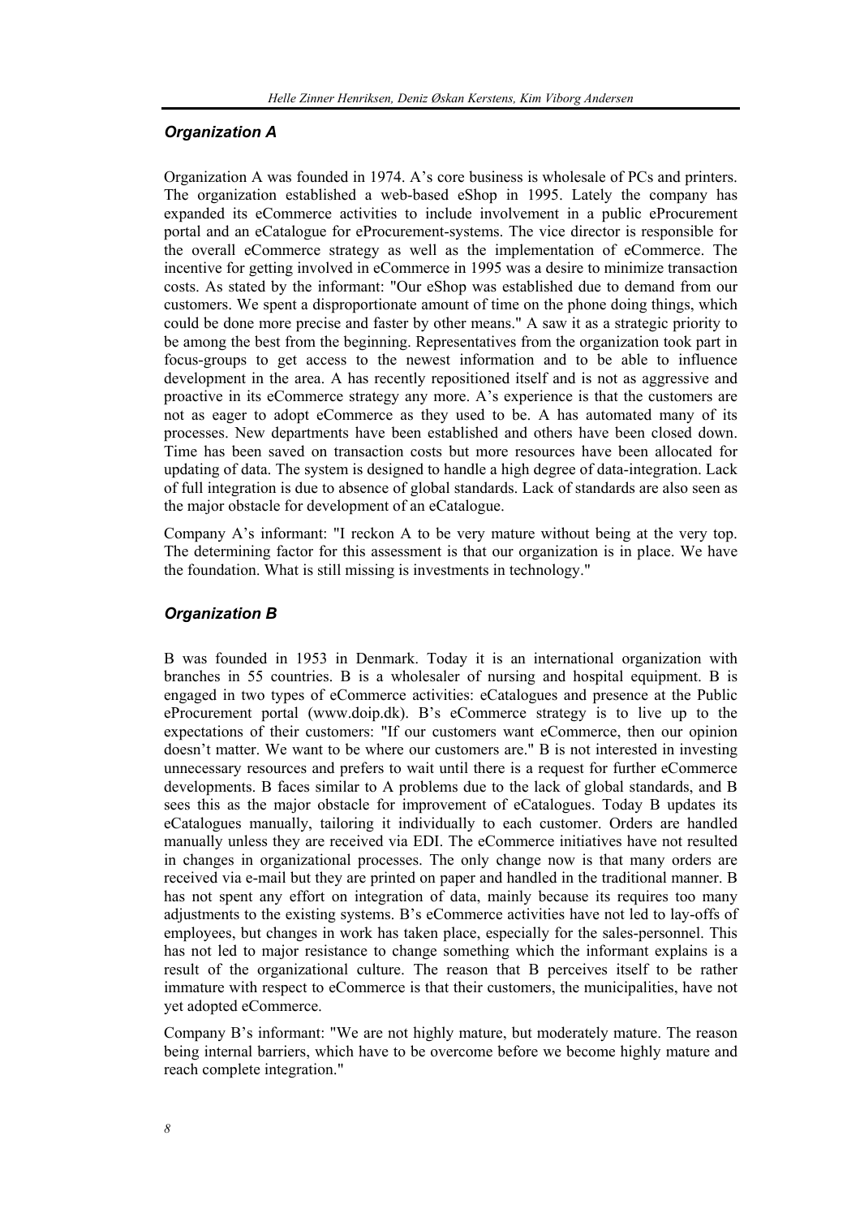### *Organization A*

Organization A was founded in 1974. A's core business is wholesale of PCs and printers. The organization established a web-based eShop in 1995. Lately the company has expanded its eCommerce activities to include involvement in a public eProcurement portal and an eCatalogue for eProcurement-systems. The vice director is responsible for the overall eCommerce strategy as well as the implementation of eCommerce. The incentive for getting involved in eCommerce in 1995 was a desire to minimize transaction costs. As stated by the informant: "Our eShop was established due to demand from our customers. We spent a disproportionate amount of time on the phone doing things, which could be done more precise and faster by other means." A saw it as a strategic priority to be among the best from the beginning. Representatives from the organization took part in focus-groups to get access to the newest information and to be able to influence development in the area. A has recently repositioned itself and is not as aggressive and proactive in its eCommerce strategy any more. A's experience is that the customers are not as eager to adopt eCommerce as they used to be. A has automated many of its processes. New departments have been established and others have been closed down. Time has been saved on transaction costs but more resources have been allocated for updating of data. The system is designed to handle a high degree of data-integration. Lack of full integration is due to absence of global standards. Lack of standards are also seen as the major obstacle for development of an eCatalogue.

Company A's informant: "I reckon A to be very mature without being at the very top. The determining factor for this assessment is that our organization is in place. We have the foundation. What is still missing is investments in technology."

### *Organization B*

B was founded in 1953 in Denmark. Today it is an international organization with branches in 55 countries. B is a wholesaler of nursing and hospital equipment. B is engaged in two types of eCommerce activities: eCatalogues and presence at the Public eProcurement portal (www.doip.dk). B's eCommerce strategy is to live up to the expectations of their customers: "If our customers want eCommerce, then our opinion doesn't matter. We want to be where our customers are." B is not interested in investing unnecessary resources and prefers to wait until there is a request for further eCommerce developments. B faces similar to A problems due to the lack of global standards, and B sees this as the major obstacle for improvement of eCatalogues. Today B updates its eCatalogues manually, tailoring it individually to each customer. Orders are handled manually unless they are received via EDI. The eCommerce initiatives have not resulted in changes in organizational processes. The only change now is that many orders are received via e-mail but they are printed on paper and handled in the traditional manner. B has not spent any effort on integration of data, mainly because its requires too many adjustments to the existing systems. B's eCommerce activities have not led to lay-offs of employees, but changes in work has taken place, especially for the sales-personnel. This has not led to major resistance to change something which the informant explains is a result of the organizational culture. The reason that B perceives itself to be rather immature with respect to eCommerce is that their customers, the municipalities, have not yet adopted eCommerce.

Company B's informant: "We are not highly mature, but moderately mature. The reason being internal barriers, which have to be overcome before we become highly mature and reach complete integration."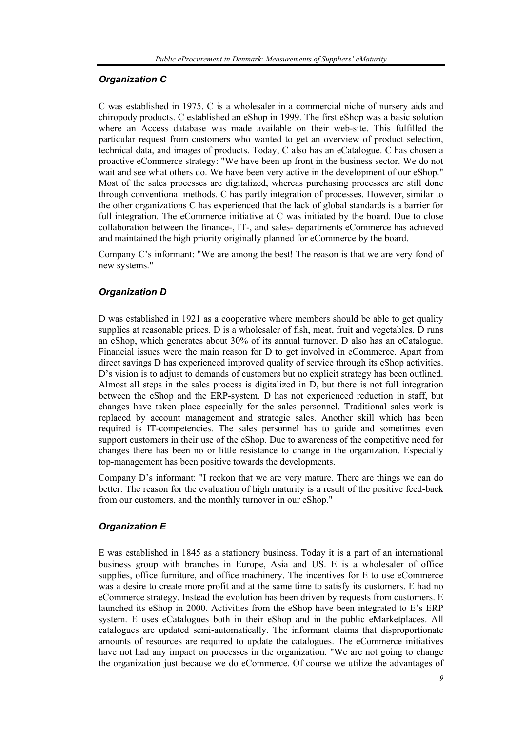### *Organization C*

C was established in 1975. C is a wholesaler in a commercial niche of nursery aids and chiropody products. C established an eShop in 1999. The first eShop was a basic solution where an Access database was made available on their web-site. This fulfilled the particular request from customers who wanted to get an overview of product selection, technical data, and images of products. Today, C also has an eCatalogue. C has chosen a proactive eCommerce strategy: "We have been up front in the business sector. We do not wait and see what others do. We have been very active in the development of our eShop." Most of the sales processes are digitalized, whereas purchasing processes are still done through conventional methods. C has partly integration of processes. However, similar to the other organizations C has experienced that the lack of global standards is a barrier for full integration. The eCommerce initiative at C was initiated by the board. Due to close collaboration between the finance-, IT-, and sales- departments eCommerce has achieved and maintained the high priority originally planned for eCommerce by the board.

Company C's informant: "We are among the best! The reason is that we are very fond of new systems."

### *Organization D*

D was established in 1921 as a cooperative where members should be able to get quality supplies at reasonable prices. D is a wholesaler of fish, meat, fruit and vegetables. D runs an eShop, which generates about 30% of its annual turnover. D also has an eCatalogue. Financial issues were the main reason for D to get involved in eCommerce. Apart from direct savings D has experienced improved quality of service through its eShop activities. D's vision is to adjust to demands of customers but no explicit strategy has been outlined. Almost all steps in the sales process is digitalized in D, but there is not full integration between the eShop and the ERP-system. D has not experienced reduction in staff, but changes have taken place especially for the sales personnel. Traditional sales work is replaced by account management and strategic sales. Another skill which has been required is IT-competencies. The sales personnel has to guide and sometimes even support customers in their use of the eShop. Due to awareness of the competitive need for changes there has been no or little resistance to change in the organization. Especially top-management has been positive towards the developments.

Company D's informant: "I reckon that we are very mature. There are things we can do better. The reason for the evaluation of high maturity is a result of the positive feed-back from our customers, and the monthly turnover in our eShop."

### *Organization E*

E was established in 1845 as a stationery business. Today it is a part of an international business group with branches in Europe, Asia and US. E is a wholesaler of office supplies, office furniture, and office machinery. The incentives for E to use eCommerce was a desire to create more profit and at the same time to satisfy its customers. E had no eCommerce strategy. Instead the evolution has been driven by requests from customers. E launched its eShop in 2000. Activities from the eShop have been integrated to E's ERP system. E uses eCatalogues both in their eShop and in the public eMarketplaces. All catalogues are updated semi-automatically. The informant claims that disproportionate amounts of resources are required to update the catalogues. The eCommerce initiatives have not had any impact on processes in the organization. "We are not going to change the organization just because we do eCommerce. Of course we utilize the advantages of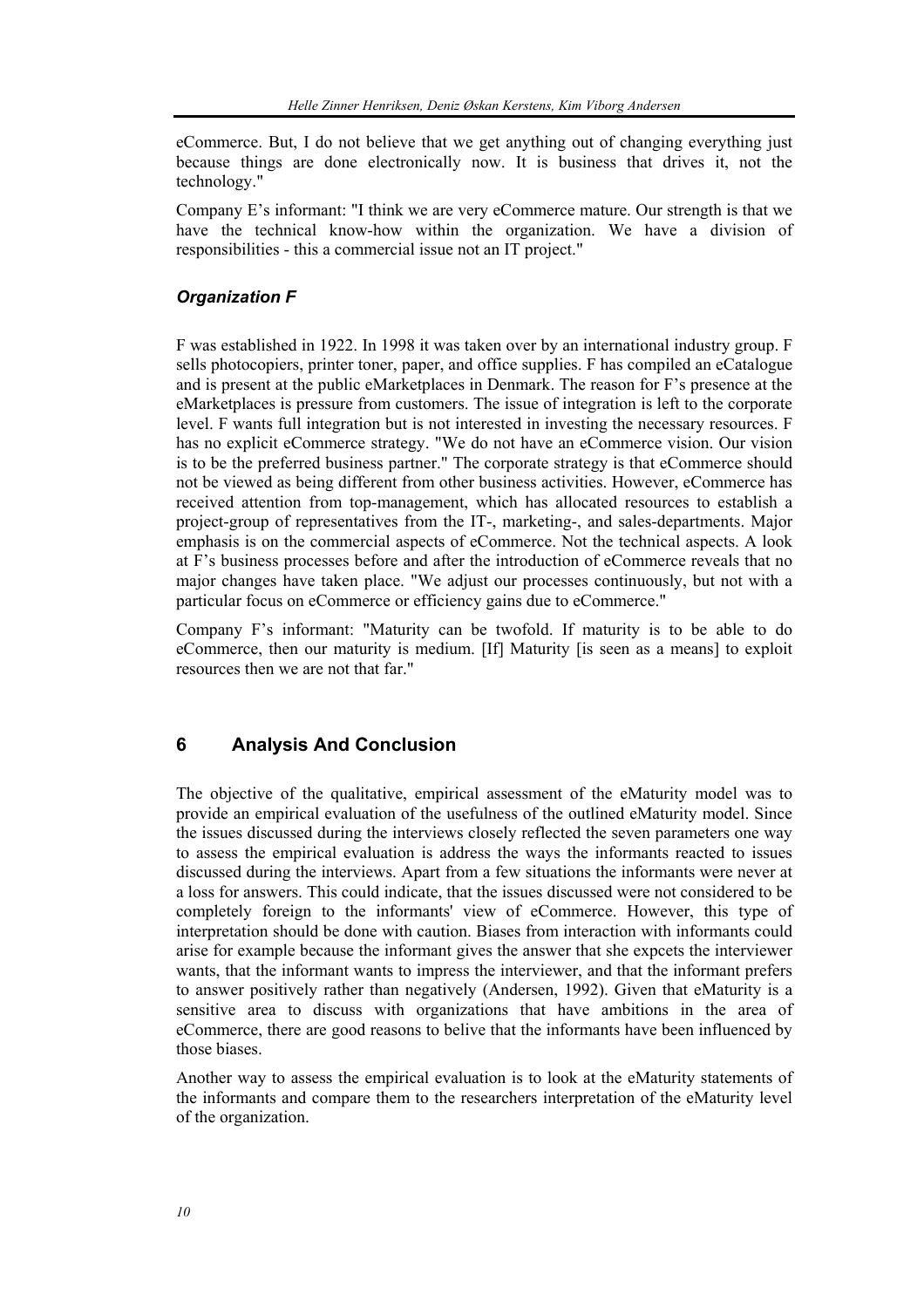eCommerce. But, I do not believe that we get anything out of changing everything just because things are done electronically now. It is business that drives it, not the technology."

Company E's informant: "I think we are very eCommerce mature. Our strength is that we have the technical know-how within the organization. We have a division of responsibilities - this a commercial issue not an IT project."

### *Organization F*

F was established in 1922. In 1998 it was taken over by an international industry group. F sells photocopiers, printer toner, paper, and office supplies. F has compiled an eCatalogue and is present at the public eMarketplaces in Denmark. The reason for F's presence at the eMarketplaces is pressure from customers. The issue of integration is left to the corporate level. F wants full integration but is not interested in investing the necessary resources. F has no explicit eCommerce strategy. "We do not have an eCommerce vision. Our vision is to be the preferred business partner." The corporate strategy is that eCommerce should not be viewed as being different from other business activities. However, eCommerce has received attention from top-management, which has allocated resources to establish a project-group of representatives from the IT-, marketing-, and sales-departments. Major emphasis is on the commercial aspects of eCommerce. Not the technical aspects. A look at F's business processes before and after the introduction of eCommerce reveals that no major changes have taken place. "We adjust our processes continuously, but not with a particular focus on eCommerce or efficiency gains due to eCommerce."

Company F's informant: "Maturity can be twofold. If maturity is to be able to do eCommerce, then our maturity is medium. [If] Maturity [is seen as a means] to exploit resources then we are not that far."

## 6 Analysis And Conclusion

The objective of the qualitative, empirical assessment of the eMaturity model was to provide an empirical evaluation of the usefulness of the outlined eMaturity model. Since the issues discussed during the interviews closely reflected the seven parameters one way to assess the empirical evaluation is address the ways the informants reacted to issues discussed during the interviews. Apart from a few situations the informants were never at a loss for answers. This could indicate, that the issues discussed were not considered to be completely foreign to the informants' view of eCommerce. However, this type of interpretation should be done with caution. Biases from interaction with informants could arise for example because the informant gives the answer that she expcets the interviewer wants, that the informant wants to impress the interviewer, and that the informant prefers to answer positively rather than negatively (Andersen, 1992). Given that eMaturity is a sensitive area to discuss with organizations that have ambitions in the area of eCommerce, there are good reasons to belive that the informants have been influenced by those biases.

Another way to assess the empirical evaluation is to look at the eMaturity statements of the informants and compare them to the researchers interpretation of the eMaturity level of the organization.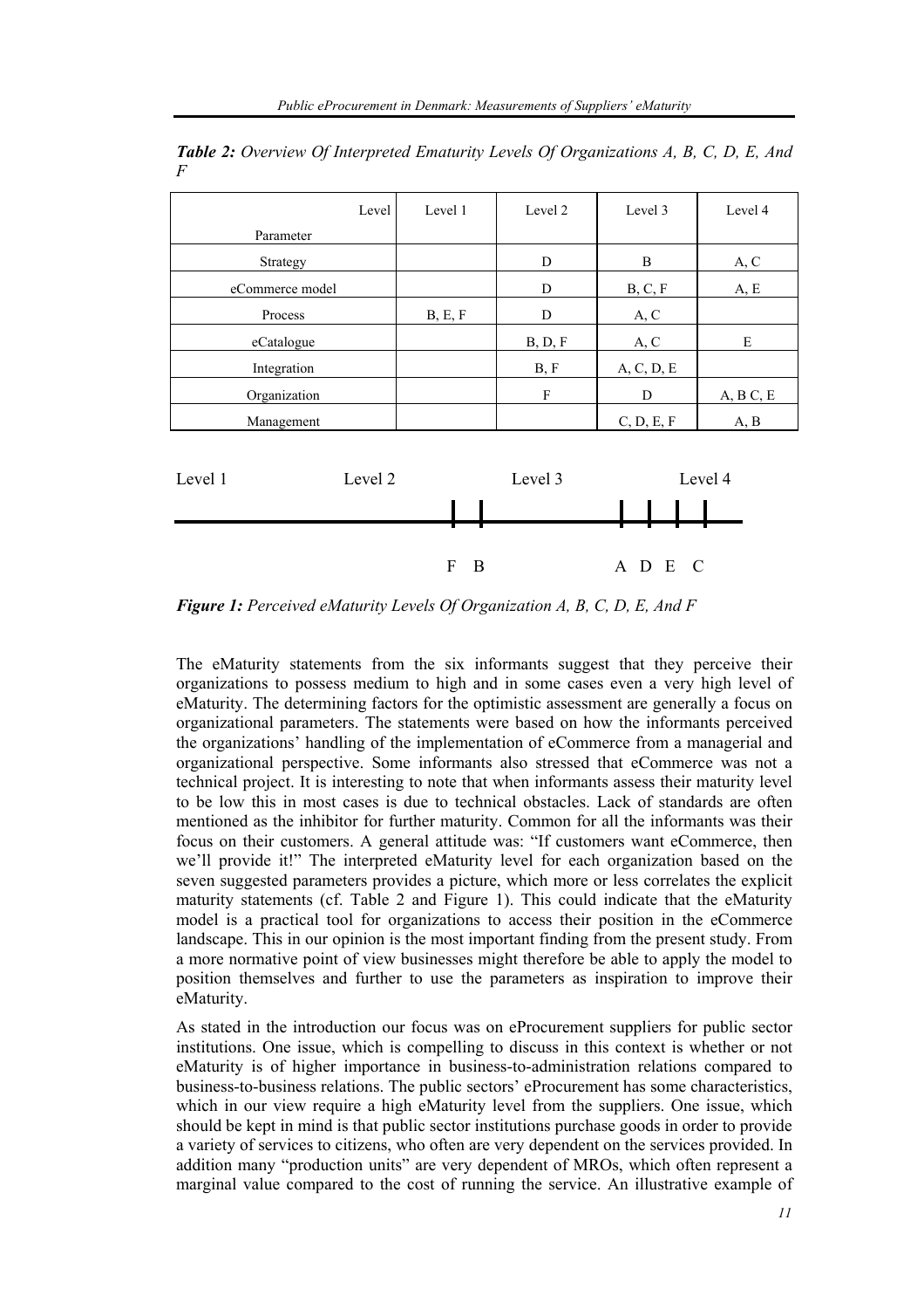*Table 2: Overview Of Interpreted Ematurity Levels Of Organizations A, B, C, D, E, And F*

| Parameter / Level | Level 1 | Level 2 | Level 3 | Level 4 |
|---|---|---|---|---|
| Strategy | | D | B | A, C |
| eCommerce model | | D | B, C, F | A, E |
| Process | B, E, F | D | A, C | |
| eCatalogue | | B, D, F | A, C | E |
| Integration | | B, F | A, C, D, E | |
| Organization | | F | D | A, B C, E |
| Management | | | C, D, E, F | A, B |

Level 1 Level 2 Level 3 Level 4

F B A D E C

*Figure 1: Perceived eMaturity Levels Of Organization A, B, C, D, E, And F*

The eMaturity statements from the six informants suggest that they perceive their organizations to possess medium to high and in some cases even a very high level of eMaturity. The determining factors for the optimistic assessment are generally a focus on organizational parameters. The statements were based on how the informants perceived the organizations' handling of the implementation of eCommerce from a managerial and organizational perspective. Some informants also stressed that eCommerce was not a technical project. It is interesting to note that when informants assess their maturity level to be low this in most cases is due to technical obstacles. Lack of standards are often mentioned as the inhibitor for further maturity. Common for all the informants was their focus on their customers. A general attitude was: "If customers want eCommerce, then we'll provide it!" The interpreted eMaturity level for each organization based on the seven suggested parameters provides a picture, which more or less correlates the explicit maturity statements (cf. Table 2 and Figure 1). This could indicate that the eMaturity model is a practical tool for organizations to access their position in the eCommerce landscape. This in our opinion is the most important finding from the present study. From a more normative point of view businesses might therefore be able to apply the model to position themselves and further to use the parameters as inspiration to improve their eMaturity.

As stated in the introduction our focus was on eProcurement suppliers for public sector institutions. One issue, which is compelling to discuss in this context is whether or not eMaturity is of higher importance in business-to-administration relations compared to business-to-business relations. The public sectors' eProcurement has some characteristics, which in our view require a high eMaturity level from the suppliers. One issue, which should be kept in mind is that public sector institutions purchase goods in order to provide a variety of services to citizens, who often are very dependent on the services provided. In addition many "production units" are very dependent of MROs, which often represent a marginal value compared to the cost of running the service. An illustrative example of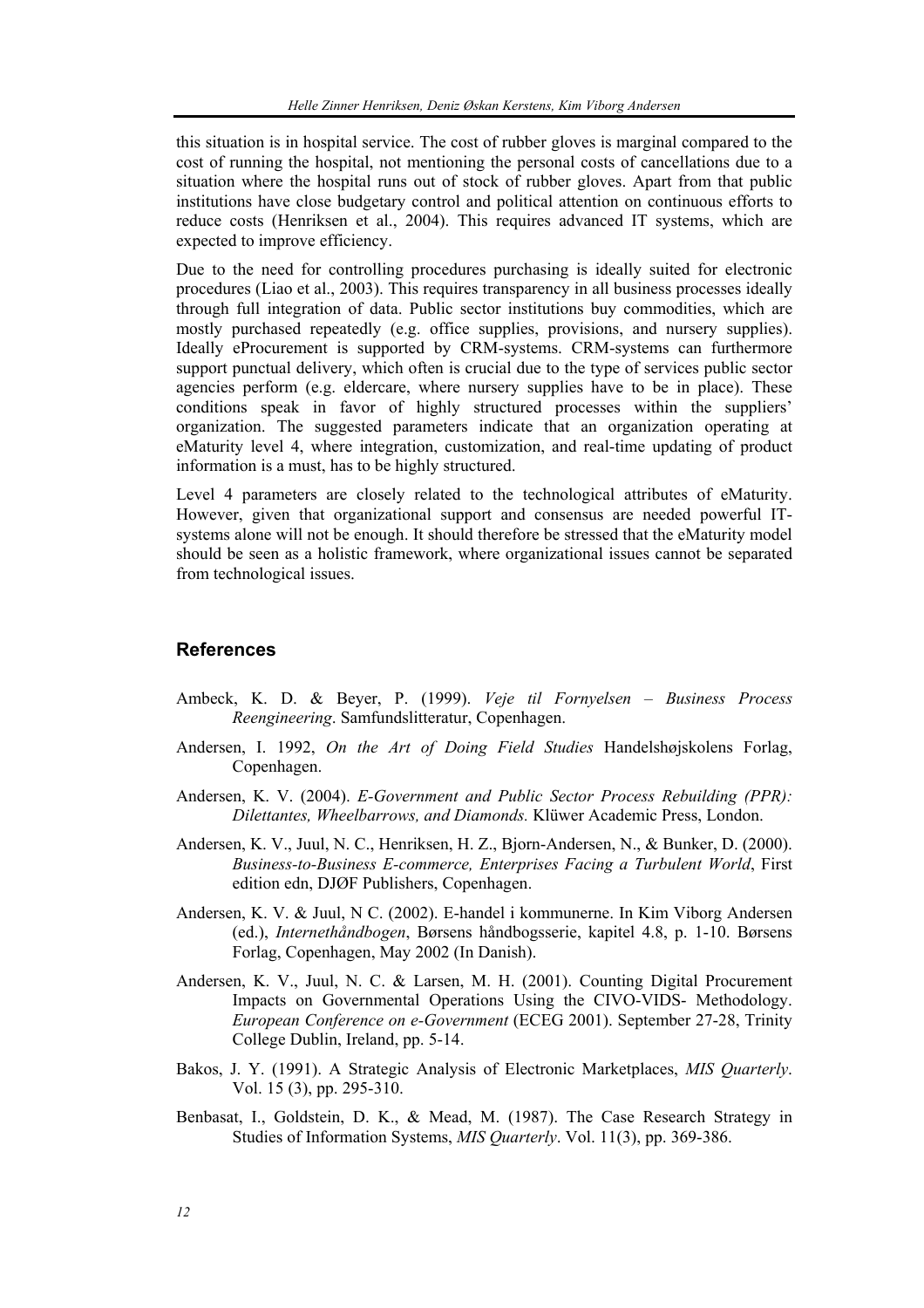this situation is in hospital service. The cost of rubber gloves is marginal compared to the cost of running the hospital, not mentioning the personal costs of cancellations due to a situation where the hospital runs out of stock of rubber gloves. Apart from that public institutions have close budgetary control and political attention on continuous efforts to reduce costs (Henriksen et al., 2004). This requires advanced IT systems, which are expected to improve efficiency.

Due to the need for controlling procedures purchasing is ideally suited for electronic procedures (Liao et al., 2003). This requires transparency in all business processes ideally through full integration of data. Public sector institutions buy commodities, which are mostly purchased repeatedly (e.g. office supplies, provisions, and nursery supplies). Ideally eProcurement is supported by CRM-systems. CRM-systems can furthermore support punctual delivery, which often is crucial due to the type of services public sector agencies perform (e.g. eldercare, where nursery supplies have to be in place). These conditions speak in favor of highly structured processes within the suppliers' organization. The suggested parameters indicate that an organization operating at eMaturity level 4, where integration, customization, and real-time updating of product information is a must, has to be highly structured.

Level 4 parameters are closely related to the technological attributes of eMaturity. However, given that organizational support and consensus are needed powerful IT-systems alone will not be enough. It should therefore be stressed that the eMaturity model should be seen as a holistic framework, where organizational issues cannot be separated from technological issues.

## References

Ambeck, K. D. & Beyer, P. (1999). *Veje til Fornyelsen – Business Process Reengineering*. Samfundslitteratur, Copenhagen.

Andersen, I. 1992, *On the Art of Doing Field Studies* Handelshøjskolens Forlag, Copenhagen.

Andersen, K. V. (2004). *E-Government and Public Sector Process Rebuilding (PPR): Dilettantes, Wheelbarrows, and Diamonds.* Klüwer Academic Press, London.

Andersen, K. V., Juul, N. C., Henriksen, H. Z., Bjorn-Andersen, N., & Bunker, D. (2000). *Business-to-Business E-commerce, Enterprises Facing a Turbulent World*, First edition edn, DJØF Publishers, Copenhagen.

Andersen, K. V. & Juul, N C. (2002). E-handel i kommunerne. In Kim Viborg Andersen (ed.), *Internethåndbogen*, Børsens håndbogsserie, kapitel 4.8, p. 1-10. Børsens Forlag, Copenhagen, May 2002 (In Danish).

Andersen, K. V., Juul, N. C. & Larsen, M. H. (2001). Counting Digital Procurement Impacts on Governmental Operations Using the CIVO-VIDS- Methodology. *European Conference on e-Government* (ECEG 2001). September 27-28, Trinity College Dublin, Ireland, pp. 5-14.

Bakos, J. Y. (1991). A Strategic Analysis of Electronic Marketplaces, *MIS Quarterly*. Vol. 15 (3), pp. 295-310.

Benbasat, I., Goldstein, D. K., & Mead, M. (1987). The Case Research Strategy in Studies of Information Systems, *MIS Quarterly*. Vol. 11(3), pp. 369-386.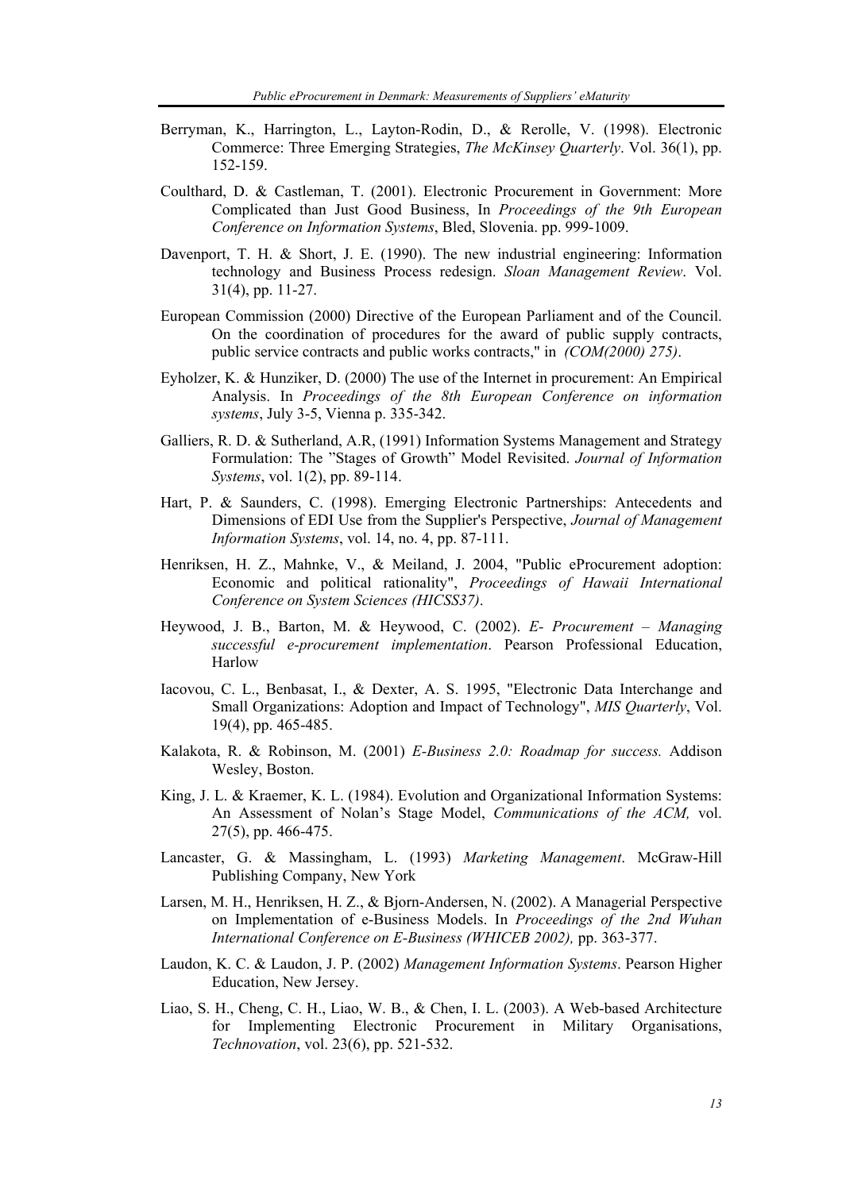Berryman, K., Harrington, L., Layton-Rodin, D., & Rerolle, V. (1998). Electronic Commerce: Three Emerging Strategies, *The McKinsey Quarterly*. Vol. 36(1), pp. 152-159.

Coulthard, D. & Castleman, T. (2001). Electronic Procurement in Government: More Complicated than Just Good Business, In *Proceedings of the 9th European Conference on Information Systems*, Bled, Slovenia. pp. 999-1009.

Davenport, T. H. & Short, J. E. (1990). The new industrial engineering: Information technology and Business Process redesign. *Sloan Management Review*. Vol. 31(4), pp. 11-27.

European Commission (2000) Directive of the European Parliament and of the Council. On the coordination of procedures for the award of public supply contracts, public service contracts and public works contracts," in *(COM(2000) 275)*.

Eyholzer, K. & Hunziker, D. (2000) The use of the Internet in procurement: An Empirical Analysis. In *Proceedings of the 8th European Conference on information systems*, July 3-5, Vienna p. 335-342.

Galliers, R. D. & Sutherland, A.R, (1991) Information Systems Management and Strategy Formulation: The "Stages of Growth" Model Revisited. *Journal of Information Systems*, vol. 1(2), pp. 89-114.

Hart, P. & Saunders, C. (1998). Emerging Electronic Partnerships: Antecedents and Dimensions of EDI Use from the Supplier's Perspective, *Journal of Management Information Systems*, vol. 14, no. 4, pp. 87-111.

Henriksen, H. Z., Mahnke, V., & Meiland, J. 2004, "Public eProcurement adoption: Economic and political rationality", *Proceedings of Hawaii International Conference on System Sciences (HICSS37)*.

Heywood, J. B., Barton, M. & Heywood, C. (2002). *E- Procurement – Managing successful e-procurement implementation*. Pearson Professional Education, Harlow

Iacovou, C. L., Benbasat, I., & Dexter, A. S. 1995, "Electronic Data Interchange and Small Organizations: Adoption and Impact of Technology", *MIS Quarterly*, Vol. 19(4), pp. 465-485.

Kalakota, R. & Robinson, M. (2001) *E-Business 2.0: Roadmap for success.* Addison Wesley, Boston.

King, J. L. & Kraemer, K. L. (1984). Evolution and Organizational Information Systems: An Assessment of Nolan's Stage Model, *Communications of the ACM,* vol. 27(5), pp. 466-475.

Lancaster, G. & Massingham, L. (1993) *Marketing Management*. McGraw-Hill Publishing Company, New York

Larsen, M. H., Henriksen, H. Z., & Bjorn-Andersen, N. (2002). A Managerial Perspective on Implementation of e-Business Models. In *Proceedings of the 2nd Wuhan International Conference on E-Business (WHICEB 2002),* pp. 363-377.

Laudon, K. C. & Laudon, J. P. (2002) *Management Information Systems*. Pearson Higher Education, New Jersey.

Liao, S. H., Cheng, C. H., Liao, W. B., & Chen, I. L. (2003). A Web-based Architecture for Implementing Electronic Procurement in Military Organisations, *Technovation*, vol. 23(6), pp. 521-532.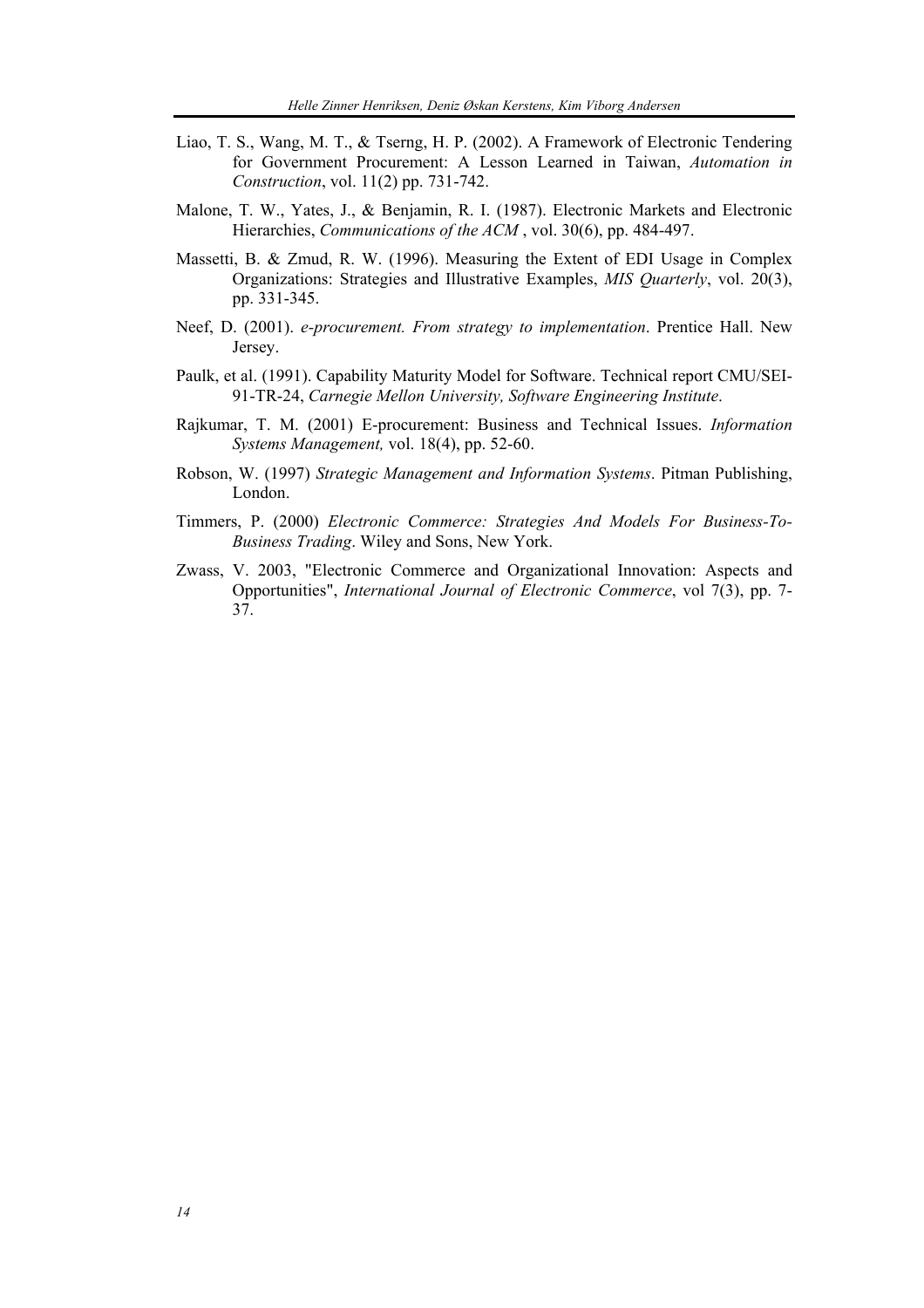Liao, T. S., Wang, M. T., & Tserng, H. P. (2002). A Framework of Electronic Tendering for Government Procurement: A Lesson Learned in Taiwan, *Automation in Construction*, vol. 11(2) pp. 731-742.

Malone, T. W., Yates, J., & Benjamin, R. I. (1987). Electronic Markets and Electronic Hierarchies, *Communications of the ACM* , vol. 30(6), pp. 484-497.

Massetti, B. & Zmud, R. W. (1996). Measuring the Extent of EDI Usage in Complex Organizations: Strategies and Illustrative Examples, *MIS Quarterly*, vol. 20(3), pp. 331-345.

Neef, D. (2001). *e-procurement. From strategy to implementation*. Prentice Hall. New Jersey.

Paulk, et al. (1991). Capability Maturity Model for Software. Technical report CMU/SEI-91-TR-24, *Carnegie Mellon University, Software Engineering Institute*.

Rajkumar, T. M. (2001) E-procurement: Business and Technical Issues. *Information Systems Management,* vol. 18(4), pp. 52-60.

Robson, W. (1997) *Strategic Management and Information Systems*. Pitman Publishing, London.

Timmers, P. (2000) *Electronic Commerce: Strategies And Models For Business-To-Business Trading*. Wiley and Sons, New York.

Zwass, V. 2003, "Electronic Commerce and Organizational Innovation: Aspects and Opportunities", *International Journal of Electronic Commerce*, vol 7(3), pp. 7-37.